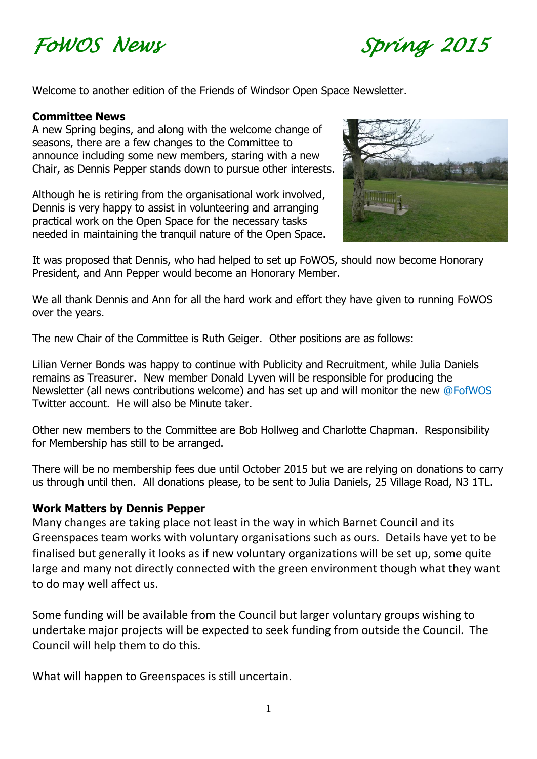# FoWOS News Spring 2015

Welcome to another edition of the Friends of Windsor Open Space Newsletter.

**Committee News**

A new Spring begins, and along with the welcome change of seasons, there are a few changes to the Committee to announce including some new members, staring with a new Chair, as Dennis Pepper stands down to pursue other interests.

Although he is retiring from the organisational work involved, Dennis is very happy to assist in volunteering and arranging practical work on the Open Space for the necessary tasks needed in maintaining the tranquil nature of the Open Space.

It was proposed that Dennis, who had helped to set up FoWOS, should now become Honorary President, and Ann Pepper would become an Honorary Member.

We all thank Dennis and Ann for all the hard work and effort they have given to running FoWOS over the years.

The new Chair of the Committee is Ruth Geiger. Other positions are as follows:

Lilian Verner Bonds was happy to continue with Publicity and Recruitment, while Julia Daniels remains as Treasurer. New member Donald Lyven will be responsible for producing the Newsletter (all news contributions welcome) and has set up and will monitor the new @FofWOS Twitter account. He will also be Minute taker.

Other new members to the Committee are Bob Hollweg and Charlotte Chapman. Responsibility for Membership has still to be arranged.

There will be no membership fees due until October 2015 but we are relying on donations to carry us through until then. All donations please, to be sent to Julia Daniels, 25 Village Road, N3 1TL.

**Work Matters by Dennis Pepper**

Many changes are taking place not least in the way in which Barnet Council and its Greenspaces team works with voluntary organisations such as ours. Details have yet to be finalised but generally it looks as if new voluntary organizations will be set up, some quite large and many not directly connected with the green environment though what they want to do may well affect us.

Some funding will be available from the Council but larger voluntary groups wishing to undertake major projects will be expected to seek funding from outside the Council. The Council will help them to do this.

What will happen to Greenspaces is still uncertain.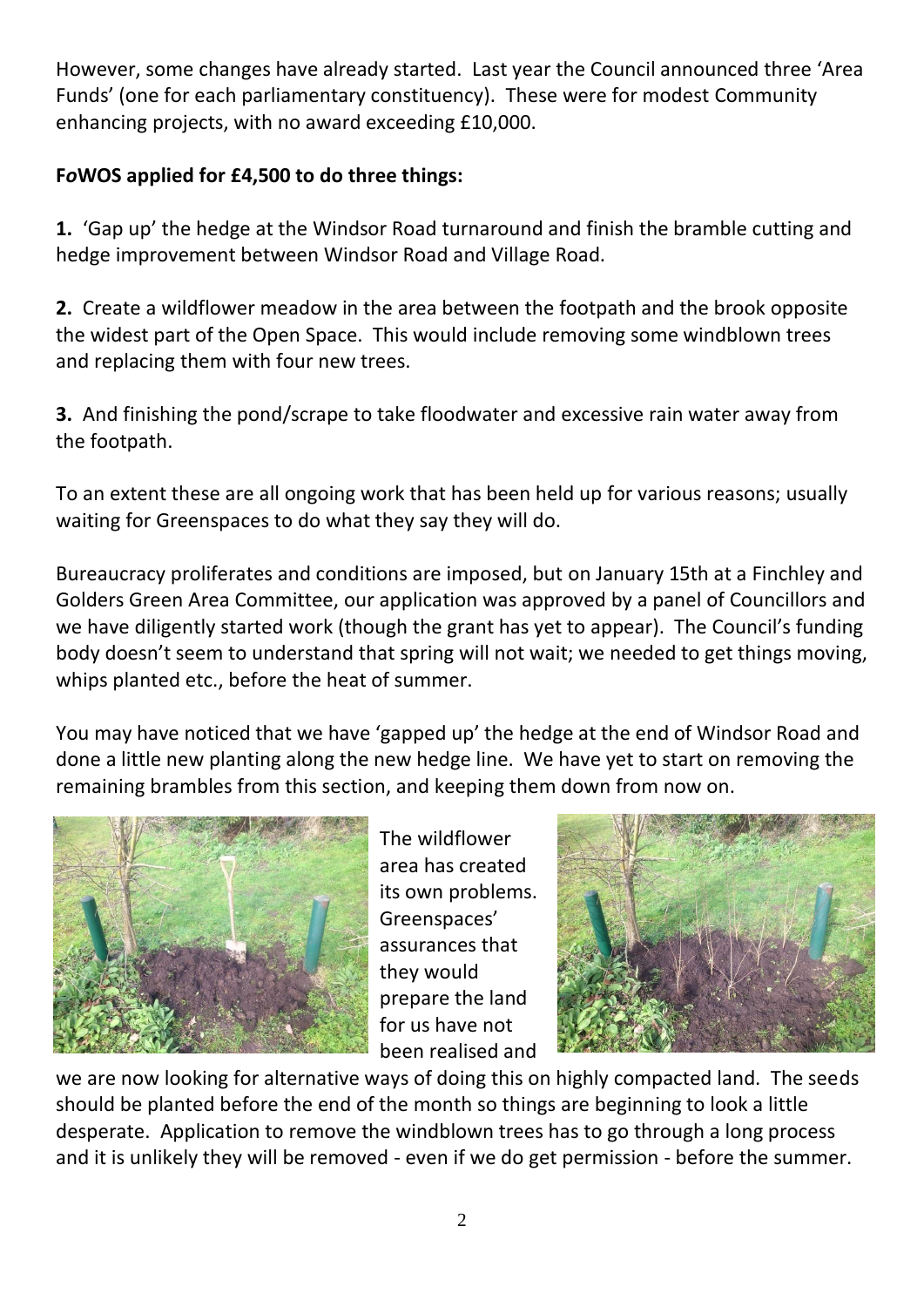However, some changes have already started. Last year the Council announced three 'Area Funds' (one for each parliamentary constituency). These were for modest Community enhancing projects, with no award exceeding £10,000.

**F*o*WOS applied for £4,500 to do three things:**

**1.** 'Gap up' the hedge at the Windsor Road turnaround and finish the bramble cutting and hedge improvement between Windsor Road and Village Road.

**2.** Create a wildflower meadow in the area between the footpath and the brook opposite the widest part of the Open Space. This would include removing some windblown trees and replacing them with four new trees.

**3.** And finishing the pond/scrape to take floodwater and excessive rain water away from the footpath.

To an extent these are all ongoing work that has been held up for various reasons; usually waiting for Greenspaces to do what they say they will do.

Bureaucracy proliferates and conditions are imposed, but on January 15th at a Finchley and Golders Green Area Committee, our application was approved by a panel of Councillors and we have diligently started work (though the grant has yet to appear). The Council's funding body doesn't seem to understand that spring will not wait; we needed to get things moving, whips planted etc., before the heat of summer.

You may have noticed that we have 'gapped up' the hedge at the end of Windsor Road and done a little new planting along the new hedge line. We have yet to start on removing the remaining brambles from this section, and keeping them down from now on.

The wildflower area has created its own problems. Greenspaces' assurances that they would prepare the land for us have not been realised and we are now looking for alternative ways of doing this on highly compacted land. The seeds should be planted before the end of the month so things are beginning to look a little desperate. Application to remove the windblown trees has to go through a long process and it is unlikely they will be removed - even if we do get permission - before the summer.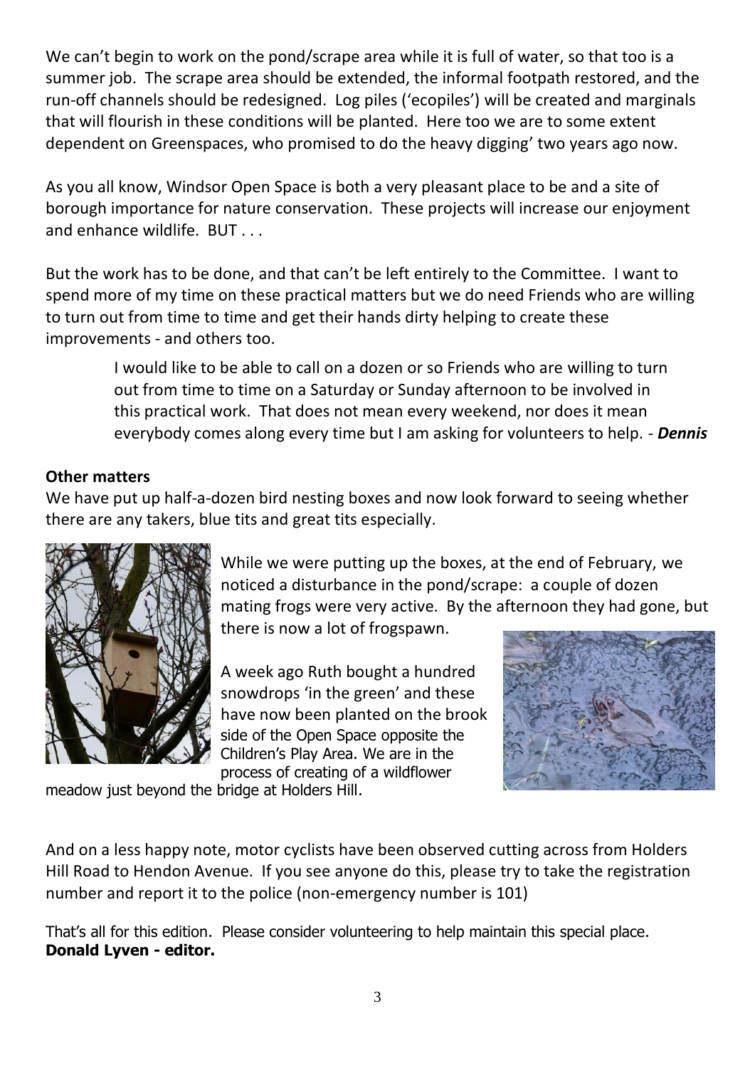We can't begin to work on the pond/scrape area while it is full of water, so that too is a summer job. The scrape area should be extended, the informal footpath restored, and the run-off channels should be redesigned. Log piles ('ecopiles') will be created and marginals that will flourish in these conditions will be planted. Here too we are to some extent dependent on Greenspaces, who promised to do the heavy digging' two years ago now.

As you all know, Windsor Open Space is both a very pleasant place to be and a site of borough importance for nature conservation. These projects will increase our enjoyment and enhance wildlife. BUT . . .

But the work has to be done, and that can't be left entirely to the Committee. I want to spend more of my time on these practical matters but we do need Friends who are willing to turn out from time to time and get their hands dirty helping to create these improvements - and others too.

> I would like to be able to call on a dozen or so Friends who are willing to turn out from time to time on a Saturday or Sunday afternoon to be involved in this practical work. That does not mean every weekend, nor does it mean everybody comes along every time but I am asking for volunteers to help. - ***Dennis***

**Other matters**

We have put up half-a-dozen bird nesting boxes and now look forward to seeing whether there are any takers, blue tits and great tits especially.

While we were putting up the boxes, at the end of February, we noticed a disturbance in the pond/scrape: a couple of dozen mating frogs were very active. By the afternoon they had gone, but there is now a lot of frogspawn.

A week ago Ruth bought a hundred snowdrops 'in the green' and these have now been planted on the brook side of the Open Space opposite the Children's Play Area. We are in the process of creating of a wildflower meadow just beyond the bridge at Holders Hill.

And on a less happy note, motor cyclists have been observed cutting across from Holders Hill Road to Hendon Avenue. If you see anyone do this, please try to take the registration number and report it to the police (non-emergency number is 101)

That's all for this edition. Please consider volunteering to help maintain this special place.
**Donald Lyven - editor.**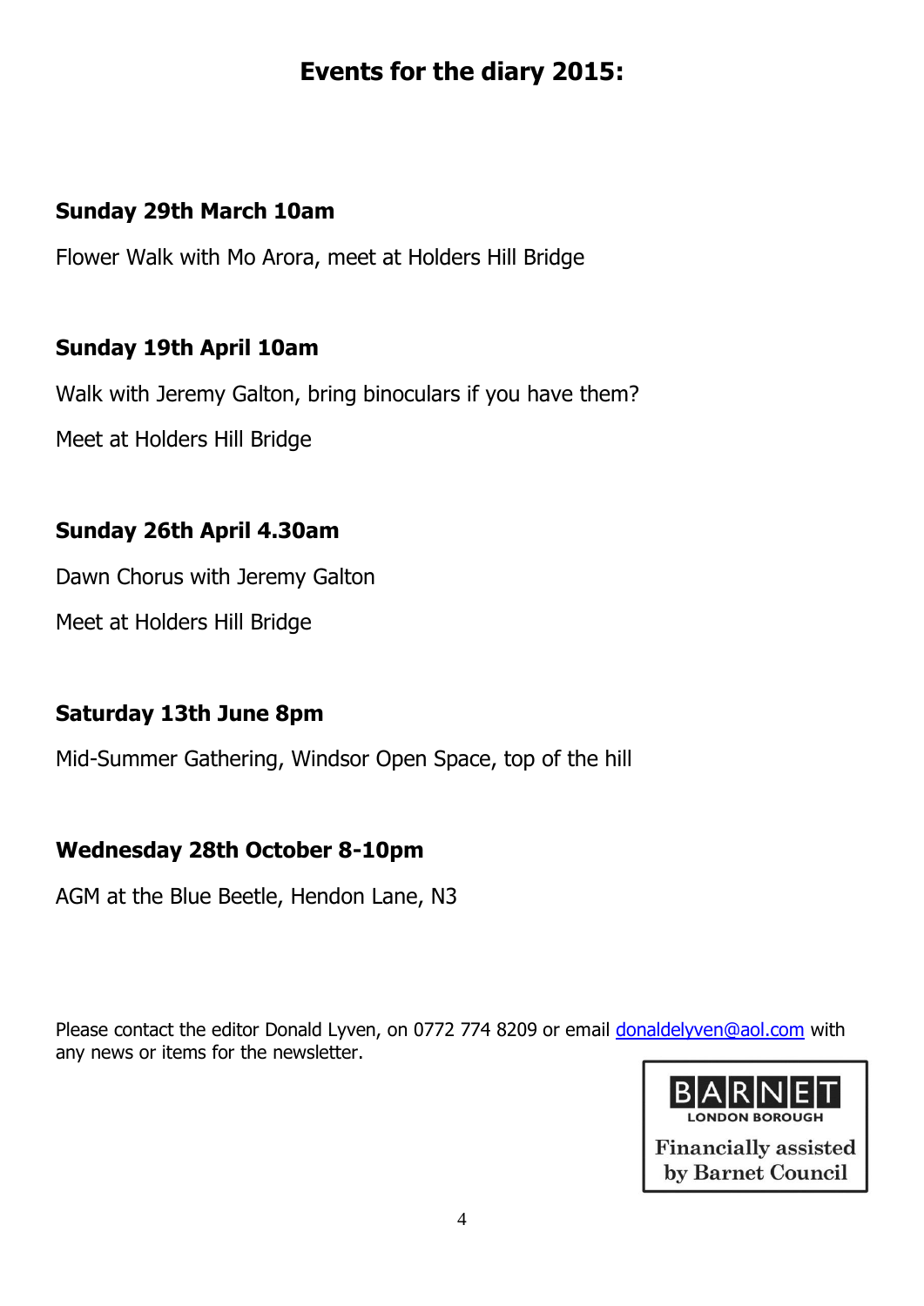# Events for the diary 2015:

**Sunday 29th March 10am**

Flower Walk with Mo Arora, meet at Holders Hill Bridge

**Sunday 19th April 10am**

Walk with Jeremy Galton, bring binoculars if you have them?

Meet at Holders Hill Bridge

**Sunday 26th April 4.30am**

Dawn Chorus with Jeremy Galton

Meet at Holders Hill Bridge

**Saturday 13th June 8pm**

Mid-Summer Gathering, Windsor Open Space, top of the hill

**Wednesday 28th October 8-10pm**

AGM at the Blue Beetle, Hendon Lane, N3

Please contact the editor Donald Lyven, on 0772 774 8209 or email donaldelyven@aol.com with any news or items for the newsletter.

BARNET
LONDON BOROUGH
Financially assisted by Barnet Council